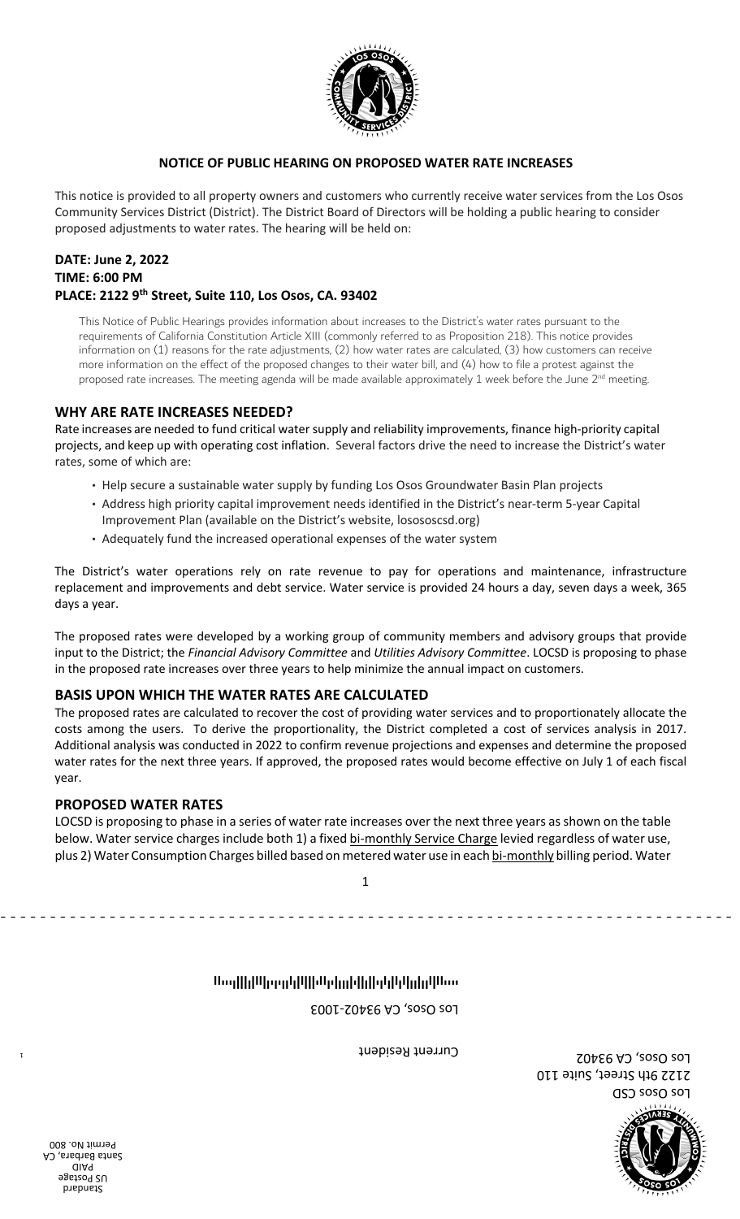## NOTICE OF PUBLIC HEARING ON PROPOSED WATER RATE INCREASES

This notice is provided to all property owners and customers who currently receive water services from the Los Osos Community Services District (District). The District Board of Directors will be holding a public hearing to consider proposed adjustments to water rates. The hearing will be held on:

**DATE: June 2, 2022**
**TIME: 6:00 PM**
**PLACE: 2122 9th Street, Suite 110, Los Osos, CA. 93402**

This Notice of Public Hearings provides information about increases to the District's water rates pursuant to the requirements of California Constitution Article XIII (commonly referred to as Proposition 218). This notice provides information on (1) reasons for the rate adjustments, (2) how water rates are calculated, (3) how customers can receive more information on the effect of the proposed changes to their water bill, and (4) how to file a protest against the proposed rate increases. The meeting agenda will be made available approximately 1 week before the June 2nd meeting.

## WHY ARE RATE INCREASES NEEDED?

Rate increases are needed to fund critical water supply and reliability improvements, finance high-priority capital projects, and keep up with operating cost inflation. Several factors drive the need to increase the District's water rates, some of which are:

- Help secure a sustainable water supply by funding Los Osos Groundwater Basin Plan projects
- Address high priority capital improvement needs identified in the District's near-term 5-year Capital Improvement Plan (available on the District's website, losososcsd.org)
- Adequately fund the increased operational expenses of the water system

The District's water operations rely on rate revenue to pay for operations and maintenance, infrastructure replacement and improvements and debt service. Water service is provided 24 hours a day, seven days a week, 365 days a year.

The proposed rates were developed by a working group of community members and advisory groups that provide input to the District; the *Financial Advisory Committee* and *Utilities Advisory Committee*. LOCSD is proposing to phase in the proposed rate increases over three years to help minimize the annual impact on customers.

## BASIS UPON WHICH THE WATER RATES ARE CALCULATED

The proposed rates are calculated to recover the cost of providing water services and to proportionately allocate the costs among the users. To derive the proportionality, the District completed a cost of services analysis in 2017. Additional analysis was conducted in 2022 to confirm revenue projections and expenses and determine the proposed water rates for the next three years. If approved, the proposed rates would become effective on July 1 of each fiscal year.

## PROPOSED WATER RATES

LOCSD is proposing to phase in a series of water rate increases over the next three years as shown on the table below. Water service charges include both 1) a fixed bi-monthly Service Charge levied regardless of water use, plus 2) Water Consumption Charges billed based on metered water use in each bi-monthly billing period. Water

Los Osos CSD
2122 9th Street, Suite 110
Los Osos, CA 93402

Current Resident
Los Osos, CA 93402-1003

Standard
US Postage
PAID
Santa Barbara, CA
Permit No. 800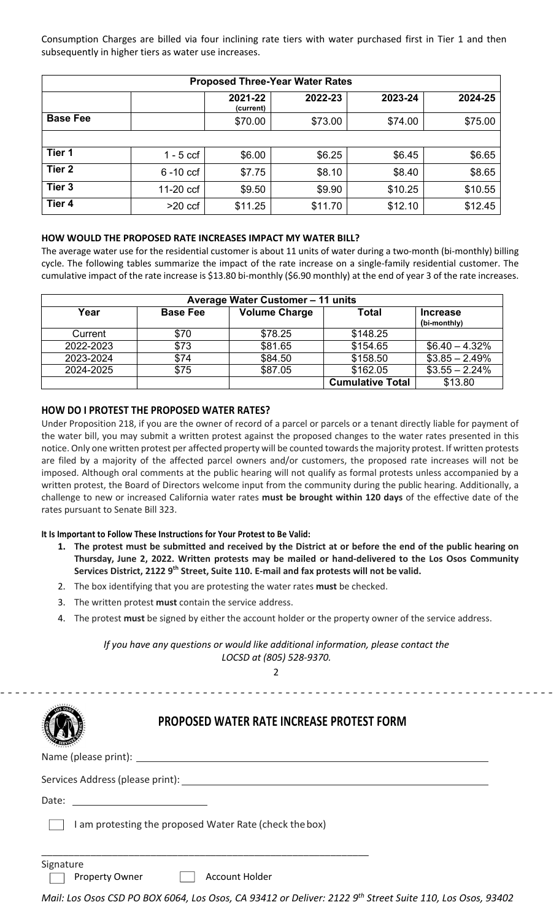Consumption Charges are billed via four inclining rate tiers with water purchased first in Tier 1 and then subsequently in higher tiers as water use increases.

| Proposed Three-Year Water Rates | | | | | |
|---|---|---|---|---|---|
| | | 2021-22 (current) | 2022-23 | 2023-24 | 2024-25 |
| **Base Fee** | | $70.00 | $73.00 | $74.00 | $75.00 |
| | | | | | |
| **Tier 1** | 1 - 5 ccf | $6.00 | $6.25 | $6.45 | $6.65 |
| **Tier 2** | 6 -10 ccf | $7.75 | $8.10 | $8.40 | $8.65 |
| **Tier 3** | 11-20 ccf | $9.50 | $9.90 | $10.25 | $10.55 |
| **Tier 4** | >20 ccf | $11.25 | $11.70 | $12.10 | $12.45 |

### HOW WOULD THE PROPOSED RATE INCREASES IMPACT MY WATER BILL?

The average water use for the residential customer is about 11 units of water during a two-month (bi-monthly) billing cycle. The following tables summarize the impact of the rate increase on a single-family residential customer. The cumulative impact of the rate increase is $13.80 bi-monthly ($6.90 monthly) at the end of year 3 of the rate increases.

| Average Water Customer – 11 units | | | | |
|---|---|---|---|---|
| **Year** | **Base Fee** | **Volume Charge** | **Total** | **Increase (bi-monthly)** |
| Current | $70 | $78.25 | $148.25 | |
| 2022-2023 | $73 | $81.65 | $154.65 | $6.40 – 4.32% |
| 2023-2024 | $74 | $84.50 | $158.50 | $3.85 – 2.49% |
| 2024-2025 | $75 | $87.05 | $162.05 | $3.55 – 2.24% |
| | | | **Cumulative Total** | $13.80 |

### HOW DO I PROTEST THE PROPOSED WATER RATES?

Under Proposition 218, if you are the owner of record of a parcel or parcels or a tenant directly liable for payment of the water bill, you may submit a written protest against the proposed changes to the water rates presented in this notice. Only one written protest per affected property will be counted towards the majority protest. If written protests are filed by a majority of the affected parcel owners and/or customers, the proposed rate increases will not be imposed. Although oral comments at the public hearing will not qualify as formal protests unless accompanied by a written protest, the Board of Directors welcome input from the community during the public hearing. Additionally, a challenge to new or increased California water rates **must be brought within 120 days** of the effective date of the rates pursuant to Senate Bill 323.

**It Is Important to Follow These Instructions for Your Protest to Be Valid:**

1. **The protest must be submitted and received by the District at or before the end of the public hearing on Thursday, June 2, 2022. Written protests may be mailed or hand-delivered to the Los Osos Community Services District, 2122 9th Street, Suite 110. E-mail and fax protests will not be valid.**
2. The box identifying that you are protesting the water rates **must** be checked.
3. The written protest **must** contain the service address.
4. The protest **must** be signed by either the account holder or the property owner of the service address.

*If you have any questions or would like additional information, please contact the LOCSD at (805) 528-9370.*

## PROPOSED WATER RATE INCREASE PROTEST FORM

Name (please print): ______________________________

Services Address (please print): ______________________________

Date: ______________

☐ I am protesting the proposed Water Rate (check the box)

______________________________

Signature

☐ Property Owner ☐ Account Holder

*Mail: Los Osos CSD PO BOX 6064, Los Osos, CA 93412 or Deliver: 2122 9th Street Suite 110, Los Osos, 93402*